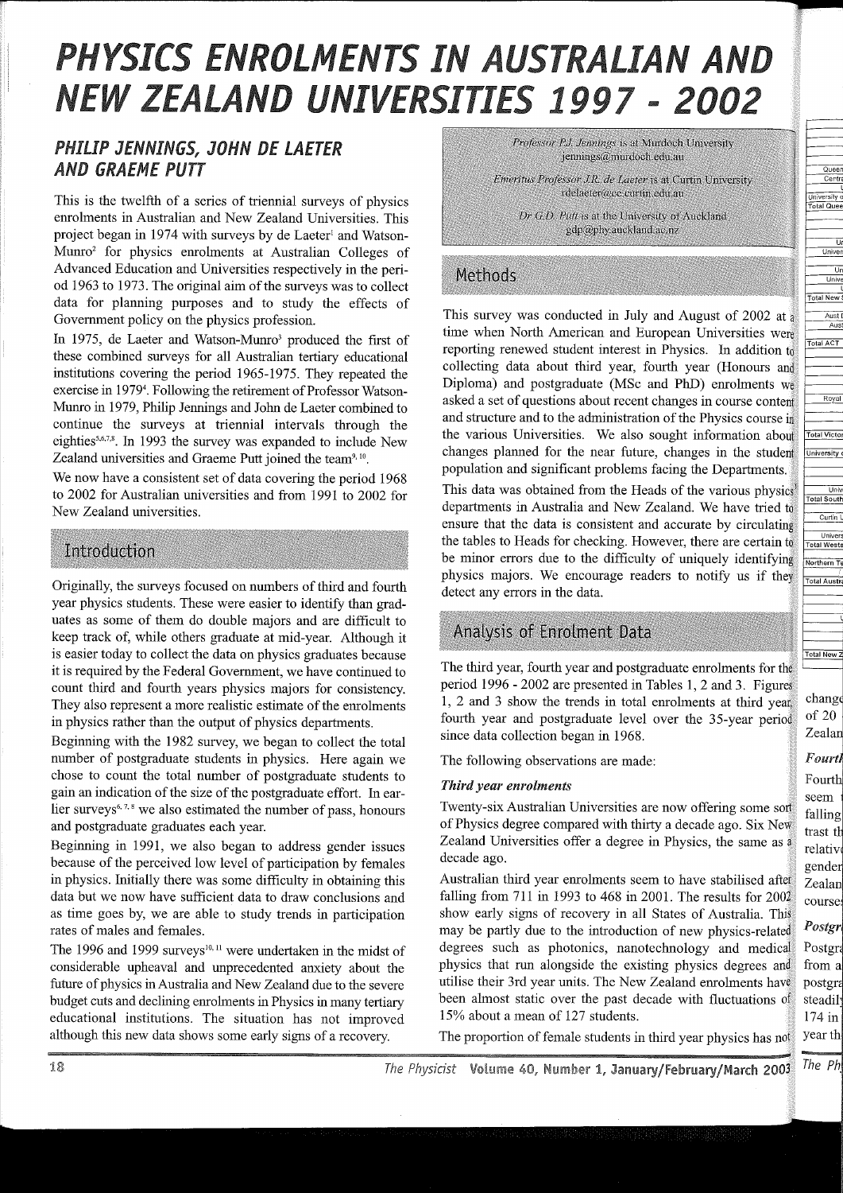# PHYSICS ENROLMENTS IN AUSTRALIAN AND NEW ZEALAND UNIVERSITIES 1997 - 2002

## PHILIP JENNINGS, JOHN DE LAETER AND GRAEME PUTT

This is the twelfth of a series of triennial surveys of physics enrolments in Australian and New Zealand Universities. This project began in 1974 with surveys by de Laeter[1] and Watson-Munro[2] for physics enrolments at Australian Colleges of Advanced Education and Universities respectively in the period 1963 to 1973. The original aim of the surveys was to collect data for planning purposes and to study the effects of Government policy on the physics profession.

In 1975, de Laeter and Watson-Munro[3] produced the first of these combined surveys for all Australian tertiary educational institutions covering the period 1965-1975. They repeated the exercise in 1979[4]. Following the retirement of Professor Watson-Munro in 1979, Philip Jennings and John de Laeter combined to continue the surveys at triennial intervals through the eighties[5,6,7,8]. In 1993 the survey was expanded to include New Zealand universities and Graeme Putt joined the team[9,10].

We now have a consistent set of data covering the period 1968 to 2002 for Australian universities and from 1991 to 2002 for New Zealand universities.

Professor P.J. Jennings is at Murdoch University
jennings@murdoch.edu.au

Emeritus Professor J.R. de Laeter is at Curtin University
rdelaeter@cc.curtin.edu.au

Dr G.D. Putt is at the University of Auckland
gdp@phy.auckland.ac.nz

## Introduction

Originally, the surveys focused on numbers of third and fourth year physics students. These were easier to identify than graduates as some of them do double majors and are difficult to keep track of, while others graduate at mid-year. Although it is easier today to collect the data on physics graduates because it is required by the Federal Government, we have continued to count third and fourth years physics majors for consistency. They also represent a more realistic estimate of the enrolments in physics rather than the output of physics departments.

Beginning with the 1982 survey, we began to collect the total number of postgraduate students in physics. Here again we chose to count the total number of postgraduate students to gain an indication of the size of the postgraduate effort. In earlier surveys[6,7,8] we also estimated the number of pass, honours and postgraduate graduates each year.

Beginning in 1991, we also began to address gender issues because of the perceived low level of participation by females in physics. Initially there was some difficulty in obtaining this data but we now have sufficient data to draw conclusions and as time goes by, we are able to study trends in participation rates of males and females.

The 1996 and 1999 surveys[10,11] were undertaken in the midst of considerable upheaval and unprecedented anxiety about the future of physics in Australia and New Zealand due to the severe budget cuts and declining enrolments in Physics in many tertiary educational institutions. The situation has not improved although this new data shows some early signs of a recovery.

## Methods

This survey was conducted in July and August of 2002 at a time when North American and European Universities were reporting renewed student interest in Physics. In addition to collecting data about third year, fourth year (Honours and Diploma) and postgraduate (MSc and PhD) enrolments we asked a set of questions about recent changes in course content and structure and to the administration of the Physics course in the various Universities. We also sought information about changes planned for the near future, changes in the student population and significant problems facing the Departments.

This data was obtained from the Heads of the various physics departments in Australia and New Zealand. We have tried to ensure that the data is consistent and accurate by circulating the tables to Heads for checking. However, there are certain to be minor errors due to the difficulty of uniquely identifying physics majors. We encourage readers to notify us if they detect any errors in the data.

## Analysis of Enrolment Data

The third year, fourth year and postgraduate enrolments for the period 1996 - 2002 are presented in Tables 1, 2 and 3. Figures 1, 2 and 3 show the trends in total enrolments at third year, fourth year and postgraduate level over the 35-year period since data collection began in 1968.

The following observations are made:

### *Third year enrolments*

Twenty-six Australian Universities are now offering some sort of Physics degree compared with thirty a decade ago. Six New Zealand Universities offer a degree in Physics, the same as a decade ago.

Australian third year enrolments seem to have stabilised after falling from 711 in 1993 to 468 in 2001. The results for 2002 show early signs of recovery in all States of Australia. This may be partly due to the introduction of new physics-related degrees such as photonics, nanotechnology and medical physics that run alongside the existing physics degrees and utilise their 3rd year units. The New Zealand enrolments have been almost static over the past decade with fluctuations of 15% about a mean of 127 students.

The proportion of female students in third year physics has not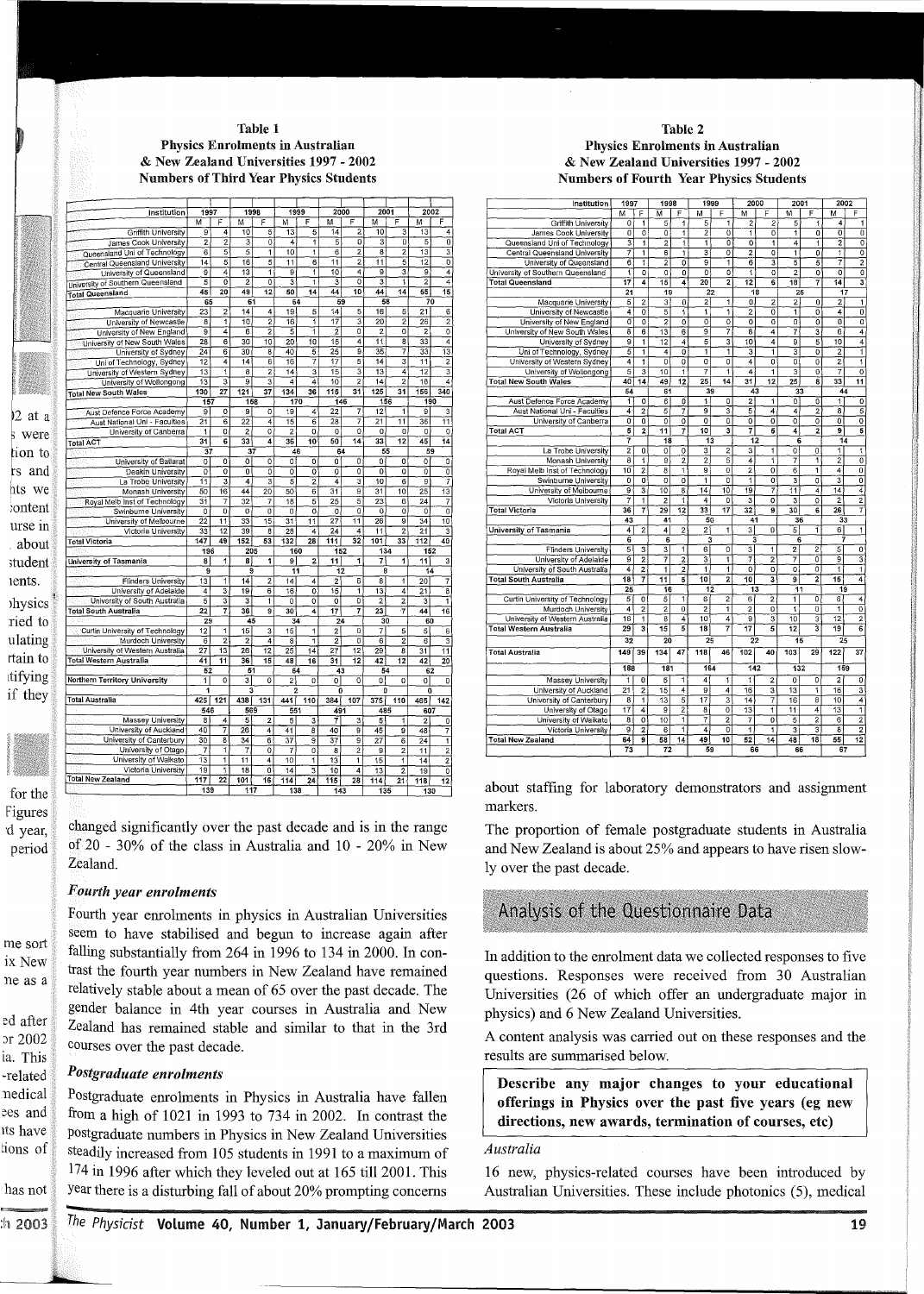**Table 1**
**Physics Enrolments in Australian & New Zealand Universities 1997 - 2002**
**Numbers of Third Year Physics Students**

| Institution | 1997 M | 1997 F | 1998 M | 1998 F | 1999 M | 1999 F | 2000 M | 2000 F | 2001 M | 2001 F | 2002 M | 2002 F |
|---|---|---|---|---|---|---|---|---|---|---|---|---|
| Griffith University | 9 | 4 | 10 | 5 | 13 | 5 | 14 | 2 | 10 | 3 | 13 | 4 |
| James Cook University | 2 | 2 | 3 | 0 | 4 | 1 | 5 | 0 | 3 | 0 | 5 | 0 |
| Queensland Uni of Technology | 6 | 5 | 5 | 1 | 10 | 1 | 6 | 2 | 8 | 2 | 13 | 3 |
| Central Queensland University | 14 | 5 | 16 | 5 | 11 | 6 | 11 | 2 | 11 | 5 | 12 | 0 |
| University of Queensland | 9 | 4 | 13 | 1 | 9 | 1 | 10 | 4 | 9 | 3 | 9 | 4 |
| University of Southern Queensland | 5 | 0 | 2 | 0 | 3 | 1 | 3 | 0 | 3 | 1 | 2 | 4 |
| Total Queensland | 45 | 20 | 49 | 12 | 50 | 14 | 44 | 10 | 44 | 14 | 55 | 15 |
| | 65 | | 61 | | 64 | | 59 | | 58 | | 70 | |
| Macquarie University | 23 | 2 | 14 | 4 | 19 | 5 | 14 | 5 | 16 | 5 | 21 | 6 |
| University of Newcastle | 8 | 1 | 10 | 2 | 16 | 1 | 17 | 3 | 20 | 2 | 26 | 2 |
| University of New England | 9 | 4 | 6 | 2 | 5 | 1 | 2 | 0 | 2 | 0 | 2 | 0 |
| University of New South Wales | 26 | 6 | 30 | 10 | 20 | 10 | 15 | 4 | 11 | 8 | 33 | 4 |
| University of Sydney | 24 | 6 | 30 | 8 | 40 | 5 | 25 | 9 | 35 | 7 | 33 | 13 |
| Uni of Technology, Sydney | 12 | 4 | 14 | 6 | 16 | 7 | 17 | 5 | 14 | 3 | 11 | 2 |
| University of Western Sydney | 13 | 1 | 8 | 2 | 14 | 3 | 15 | 3 | 13 | 4 | 12 | 3 |
| University of Wollongong | 13 | 3 | 9 | 3 | 4 | 4 | 10 | 2 | 14 | 2 | 18 | 4 |
| Total New South Wales | 130 | 27 | 121 | 37 | 134 | 36 | 115 | 31 | 125 | 31 | 156 | 340 |
| | 157 | | 158 | | 170 | | 146 | | 156 | | 190 | |
| Aust Defence Force Academy | 9 | 0 | 9 | 0 | 19 | 4 | 22 | 7 | 12 | 1 | 9 | 3 |
| Aust National Uni - Faculties | 21 | 6 | 22 | 4 | 15 | 6 | 28 | 7 | 21 | 11 | 36 | 11 |
| University of Canberra | 1 | 0 | 2 | 0 | 2 | 0 | 0 | 0 | 0 | 0 | 0 | 0 |
| Total ACT | 31 | 6 | 33 | 4 | 36 | 10 | 50 | 14 | 33 | 12 | 45 | 14 |
| | 37 | | 37 | | 46 | | 64 | | 55 | | 59 | |
| University of Ballarat | 0 | 0 | 0 | 0 | 0 | 0 | 0 | 0 | 0 | 0 | 0 | 0 |
| Deakin University | 0 | 0 | 0 | 0 | 0 | 0 | 0 | 0 | 0 | 0 | 0 | 0 |
| La Trobe University | 11 | 3 | 4 | 3 | 5 | 2 | 4 | 3 | 10 | 6 | 9 | 7 |
| Monash University | 50 | 16 | 44 | 20 | 50 | 5 | 31 | 9 | 31 | 10 | 25 | 13 |
| Royal Melb Inst of Technology | 31 | 7 | 32 | 7 | 18 | 5 | 25 | 5 | 23 | 6 | 24 | 7 |
| Swinburne University | 0 | 0 | 0 | 0 | 0 | 0 | 0 | 0 | 0 | 0 | 0 | 0 |
| University of Melbourne | 22 | 11 | 33 | 15 | 31 | 11 | 27 | 11 | 26 | 9 | 34 | 10 |
| Victoria University | 33 | 12 | 39 | 8 | 28 | 4 | 24 | 4 | 11 | 2 | 21 | 3 |
| Total Victoria | 147 | 49 | 152 | 53 | 132 | 28 | 111 | 32 | 101 | 33 | 112 | 40 |
| | 196 | | 205 | | 160 | | 152 | | 134 | | 152 | |
| University of Tasmania | 8 | 1 | 8 | 1 | 9 | 2 | 11 | 1 | 7 | 1 | 11 | 3 |
| | 9 | | 9 | | 11 | | 12 | | 8 | | 14 | |
| Flinders University | 13 | 1 | 14 | 2 | 14 | 4 | 2 | 6 | 8 | 1 | 20 | 7 |
| University of Adelaide | 4 | 3 | 19 | 6 | 16 | 0 | 15 | 1 | 13 | 4 | 21 | 8 |
| University of South Australia | 5 | 3 | 3 | 1 | 0 | 0 | 0 | 0 | 2 | 2 | 3 | 1 |
| Total South Australia | 22 | 7 | 36 | 9 | 30 | 4 | 17 | 7 | 23 | 7 | 44 | 16 |
| | 29 | | 45 | | 34 | | 24 | | 30 | | 60 | |
| Curtin University of Technology | 12 | 1 | 15 | 3 | 15 | 1 | 2 | 0 | 7 | 5 | 5 | 6 |
| Murdoch University | 6 | 2 | 2 | 4 | 6 | 2 | 2 | 0 | 6 | 2 | 6 | 3 |
| University of Western Australia | 27 | 13 | 26 | 12 | 25 | 14 | 27 | 12 | 29 | 8 | 31 | 11 |
| Total Western Australia | 41 | 11 | 36 | 15 | 48 | 16 | 31 | 12 | 42 | 12 | 42 | 20 |
| | 52 | | 51 | | 64 | | 43 | | 54 | | 62 | |
| Northern Territory University | 1 | 0 | 3 | 0 | 2 | 0 | 0 | 0 | 0 | 0 | 0 | 0 |
| | 1 | | 3 | | 2 | | 0 | | 0 | | 0 | |
| Total Australia | 425 | 121 | 438 | 131 | 441 | 110 | 384 | 107 | 375 | 110 | 465 | 142 |
| | 546 | | 569 | | 551 | | 491 | | 485 | | 607 | |
| Massey University | 8 | 4 | 5 | 2 | 5 | 3 | 7 | 3 | 5 | 1 | 2 | 0 |
| University of Auckland | 40 | 7 | 26 | 4 | 41 | 8 | 40 | 9 | 45 | 9 | 48 | 7 |
| University of Canterbury | 30 | 8 | 34 | 6 | 37 | 9 | 37 | 9 | 27 | 6 | 24 | 1 |
| University of Otago | 7 | 1 | 7 | 0 | 7 | 0 | 8 | 2 | 9 | 2 | 11 | 2 |
| University of Waikato | 13 | 1 | 11 | 4 | 10 | 1 | 13 | 1 | 15 | 1 | 14 | 2 |
| Victoria University | 19 | 1 | 18 | 0 | 14 | 3 | 10 | 4 | 13 | 2 | 19 | 0 |
| Total New Zealand | 117 | 22 | 101 | 16 | 114 | 24 | 115 | 28 | 114 | 21 | 118 | 12 |
| | 139 | | 117 | | 138 | | 143 | | 135 | | 130 | |

**Table 2**
**Physics Enrolments in Australian & New Zealand Universities 1997 - 2002**
**Numbers of Fourth Year Physics Students**

| Institution | 1997 M | 1997 F | 1998 M | 1998 F | 1999 M | 1999 F | 2000 M | 2000 F | 2001 M | 2001 F | 2002 M | 2002 F |
|---|---|---|---|---|---|---|---|---|---|---|---|---|
| Griffith University | 0 | 1 | 5 | 1 | 5 | 1 | 2 | 2 | 5 | 1 | 4 | 1 |
| James Cook University | 0 | 0 | 0 | 1 | 2 | 0 | 1 | 0 | 1 | 0 | 0 | 0 |
| Queensland Uni of Technology | 3 | 1 | 2 | 1 | 1 | 0 | 0 | 1 | 4 | 1 | 2 | 0 |
| Central Queensland University | 7 | 1 | 6 | 1 | 3 | 0 | 2 | 0 | 1 | 0 | 1 | 0 |
| University of Queensland | 6 | 1 | 2 | 0 | 9 | 1 | 6 | 3 | 5 | 5 | 7 | 2 |
| University of Southern Queensland | 1 | 0 | 0 | 0 | 0 | 0 | 1 | 0 | 2 | 0 | 0 | 0 |
| Total Queensland | 17 | 4 | 15 | 4 | 20 | 2 | 12 | 6 | 18 | 7 | 14 | 3 |
| | 21 | | 19 | | 22 | | 18 | | 25 | | 17 | |
| Macquarie University | 5 | 2 | 3 | 0 | 2 | 1 | 0 | 2 | 2 | 0 | 2 | 1 |
| University of Newcastle | 4 | 0 | 5 | 1 | 1 | 1 | 2 | 0 | 1 | 0 | 4 | 0 |
| University of New England | 0 | 0 | 2 | 0 | 0 | 0 | 0 | 0 | 0 | 0 | 0 | 0 |
| University of New South Wales | 6 | 6 | 13 | 6 | 9 | 7 | 6 | 4 | 7 | 3 | 6 | 4 |
| University of Sydney | 9 | 1 | 12 | 4 | 5 | 3 | 10 | 4 | 9 | 5 | 10 | 4 |
| Uni of Technology, Sydney | 5 | 1 | 4 | 0 | 1 | 1 | 3 | 1 | 3 | 0 | 2 | 1 |
| University of Western Sydney | 4 | 1 | 0 | 0 | 0 | 0 | 4 | 0 | 0 | 0 | 2 | 1 |
| University of Wollongong | 5 | 3 | 10 | 1 | 7 | 1 | 4 | 1 | 3 | 0 | 7 | 0 |
| Total New South Wales | 40 | 14 | 49 | 12 | 25 | 14 | 31 | 12 | 25 | 8 | 33 | 11 |
| | 54 | | 61 | | 39 | | 43 | | 33 | | 44 | |
| Aust Defence Force Academy | 1 | 0 | 6 | 0 | 1 | 0 | 2 | 1 | 0 | 0 | 1 | 0 |
| Aust National Uni - Faculties | 4 | 2 | 5 | 7 | 9 | 3 | 5 | 4 | 4 | 2 | 8 | 5 |
| University of Canberra | 0 | 0 | 0 | 0 | 0 | 0 | 0 | 0 | 0 | 0 | 0 | 0 |
| Total ACT | 5 | 2 | 11 | 7 | 10 | 3 | 7 | 5 | 4 | 2 | 9 | 5 |
| | 7 | | 18 | | 13 | | 12 | | 6 | | 14 | |
| La Trobe University | 2 | 0 | 0 | 0 | 3 | 2 | 3 | 1 | 0 | 0 | 1 | 1 |
| Monash University | 8 | 1 | 9 | 2 | 2 | 5 | 4 | 1 | 7 | 1 | 2 | 0 |
| Royal Melb Inst of Technology | 10 | 2 | 8 | 1 | 9 | 0 | 2 | 0 | 6 | 1 | 4 | 0 |
| Swinburne University | 0 | 0 | 0 | 0 | 1 | 0 | 1 | 0 | 3 | 0 | 3 | 0 |
| University of Melbourne | 9 | 3 | 10 | 8 | 14 | 10 | 19 | 7 | 11 | 4 | 14 | 4 |
| Victoria University | 7 | 1 | 2 | 1 | 4 | 0 | 3 | 0 | 3 | 0 | 2 | 2 |
| Total Victoria | 36 | 7 | 29 | 12 | 33 | 17 | 32 | 9 | 30 | 6 | 26 | 7 |
| | 43 | | 41 | | 50 | | 41 | | 36 | | 33 | |
| University of Tasmania | 4 | 2 | 4 | 2 | 2 | 1 | 3 | 0 | 5 | 1 | 6 | 1 |
| | 6 | | 6 | | 3 | | 3 | | 6 | | 7 | |
| Flinders University | 5 | 3 | 3 | 1 | 6 | 0 | 3 | 1 | 2 | 2 | 5 | 0 |
| University of Adelaide | 9 | 2 | 7 | 2 | 3 | 1 | 7 | 2 | 7 | 0 | 9 | 3 |
| University of South Australia | 4 | 2 | 1 | 2 | 1 | 1 | 0 | 0 | 0 | 0 | 1 | 1 |
| Total South Australia | 18 | 7 | 11 | 5 | 10 | 2 | 10 | 3 | 9 | 2 | 15 | 4 |
| | 25 | | 16 | | 12 | | 13 | | 11 | | 19 | |
| Curtin University of Technology | 5 | 0 | 5 | 1 | 6 | 2 | 6 | 2 | 1 | 0 | 6 | 4 |
| Murdoch University | 4 | 2 | 2 | 0 | 2 | 1 | 2 | 0 | 1 | 0 | 1 | 0 |
| University of Western Australia | 16 | 1 | 8 | 4 | 10 | 4 | 9 | 3 | 10 | 3 | 12 | 2 |
| Total Western Australia | 29 | 3 | 15 | 5 | 18 | 7 | 17 | 5 | 12 | 3 | 19 | 6 |
| | 32 | | 20 | | 25 | | 22 | | 15 | | 25 | |
| Total Australia | 149 | 39 | 134 | 47 | 118 | 46 | 102 | 40 | 103 | 29 | 122 | 37 |
| | 188 | | 181 | | 164 | | 142 | | 132 | | 159 | |
| Massey University | 1 | 0 | 5 | 1 | 4 | 1 | 1 | 2 | 0 | 0 | 2 | 0 |
| University of Auckland | 21 | 2 | 15 | 4 | 9 | 4 | 16 | 3 | 13 | 1 | 16 | 3 |
| University of Canterbury | 8 | 1 | 13 | 5 | 17 | 3 | 14 | 7 | 16 | 8 | 10 | 4 |
| University of Otago | 17 | 4 | 9 | 2 | 8 | 0 | 13 | 1 | 11 | 4 | 13 | 1 |
| University of Waikato | 8 | 0 | 10 | 1 | 7 | 2 | 7 | 0 | 5 | 2 | 6 | 2 |
| Victoria University | 9 | 2 | 6 | 1 | 4 | 0 | 1 | 1 | 3 | 3 | 8 | 2 |
| Total New Zealand | 64 | 9 | 58 | 14 | 49 | 10 | 52 | 14 | 48 | 18 | 55 | 12 |
| | 73 | | 72 | | 59 | | 66 | | 66 | | 67 | |

changed significantly over the past decade and is in the range of 20 - 30% of the class in Australia and 10 - 20% in New Zealand.

### *Fourth year enrolments*

Fourth year enrolments in physics in Australian Universities seem to have stabilised and begun to increase again after falling substantially from 264 in 1996 to 134 in 2000. In contrast the fourth year numbers in New Zealand have remained relatively stable about a mean of 65 over the past decade. The gender balance in 4th year courses in Australia and New Zealand has remained stable and similar to that in the 3rd courses over the past decade.

### *Postgraduate enrolments*

Postgraduate enrolments in Physics in Australia have fallen from a high of 1021 in 1993 to 734 in 2002. In contrast the postgraduate numbers in Physics in New Zealand Universities steadily increased from 105 students in 1991 to a maximum of 174 in 1996 after which they leveled out at 165 till 2001. This year there is a disturbing fall of about 20% prompting concerns about staffing for laboratory demonstrators and assignment markers.

The proportion of female postgraduate students in Australia and New Zealand is about 25% and appears to have risen slowly over the past decade.

## Analysis of the Questionnaire Data

In addition to the enrolment data we collected responses to five questions. Responses were received from 30 Australian Universities (26 of which offer an undergraduate major in physics) and 6 New Zealand Universities.

A content analysis was carried out on these responses and the results are summarised below.

**Describe any major changes to your educational offerings in Physics over the past five years (eg new directions, new awards, termination of courses, etc)**

### *Australia*

16 new, physics-related courses have been introduced by Australian Universities. These include photonics (5), medical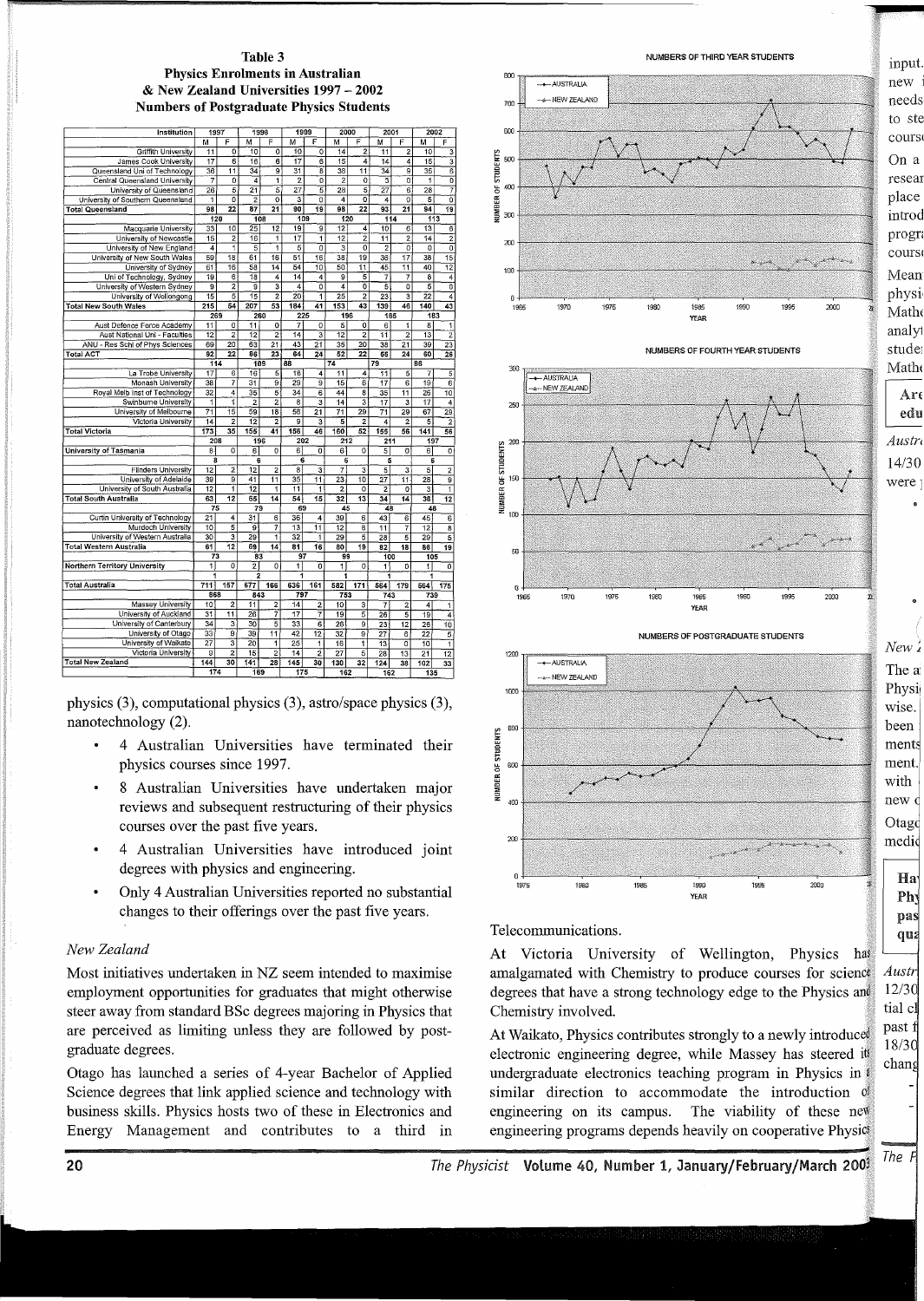**Table 3**
**Physics Enrolments in Australian & New Zealand Universities 1997 – 2002**
**Numbers of Postgraduate Physics Students**

| Institution | 1997 M | 1997 F | 1998 M | 1998 F | 1999 M | 1999 F | 2000 M | 2000 F | 2001 M | 2001 F | 2002 M | 2002 F |
|---|---|---|---|---|---|---|---|---|---|---|---|---|
| Griffith University | 11 | 0 | 10 | 0 | 10 | 0 | 14 | 2 | 11 | 2 | 10 | 3 |
| James Cook University | 17 | 6 | 16 | 6 | 17 | 6 | 15 | 4 | 14 | 4 | 15 | 3 |
| Queensland Uni of Technology | 36 | 11 | 34 | 9 | 31 | 8 | 38 | 11 | 34 | 9 | 35 | 6 |
| Central Queensland University | 7 | 0 | 4 | 1 | 2 | 0 | 2 | 0 | 3 | 0 | 1 | 0 |
| University of Queensland | 26 | 5 | 21 | 5 | 27 | 5 | 28 | 5 | 27 | 6 | 28 | 7 |
| University of Southern Queensland | 1 | 0 | 2 | 0 | 3 | 0 | 4 | 0 | 4 | 0 | 5 | 0 |
| **Total Queensland** | 98 | 22 | 87 | 21 | 90 | 19 | 98 | 22 | 93 | 21 | 94 | 19 |
| | 120 | | 108 | | 109 | | 120 | | 114 | | 113 | |
| Macquarie University | 33 | 10 | 25 | 12 | 19 | 9 | 12 | 4 | 10 | 6 | 13 | 6 |
| University of Newcastle | 15 | 2 | 16 | 1 | 17 | 1 | 12 | 2 | 11 | 2 | 14 | 2 |
| University of New England | 4 | 1 | 5 | 1 | 5 | 0 | 3 | 0 | 2 | 0 | 0 | 0 |
| University of New South Wales | 59 | 18 | 61 | 16 | 51 | 16 | 38 | 19 | 36 | 17 | 38 | 15 |
| University of Sydney | 61 | 16 | 58 | 14 | 54 | 10 | 50 | 11 | 45 | 11 | 40 | 12 |
| Uni of Technology, Sydney | 19 | 6 | 18 | 4 | 14 | 4 | 9 | 5 | 7 | 7 | 8 | 4 |
| University of Western Sydney | 9 | 2 | 9 | 3 | 4 | 0 | 4 | 0 | 5 | 0 | 5 | 0 |
| University of Wollongong | 15 | 5 | 15 | 2 | 20 | 1 | 25 | 2 | 23 | 3 | 22 | 4 |
| **Total New South Wales** | 215 | 54 | 207 | 53 | 184 | 41 | 153 | 43 | 139 | 46 | 140 | 43 |
| | 269 | | 260 | | 225 | | 196 | | 185 | | 183 | |
| Aust Defence Force Academy | 11 | 0 | 11 | 0 | 7 | 0 | 5 | 0 | 6 | 1 | 8 | 1 |
| Aust National Uni - Faculties | 12 | 2 | 12 | 2 | 14 | 3 | 12 | 2 | 11 | 2 | 13 | 2 |
| ANU - Res Schl of Phys Sciences | 69 | 20 | 63 | 21 | 43 | 21 | 35 | 20 | 38 | 21 | 39 | 23 |
| **Total ACT** | 92 | 22 | 86 | 23 | 64 | 24 | 52 | 22 | 55 | 24 | 60 | 26 |
| | 114 | | 109 | | 88 | | 74 | | 79 | | 86 | |
| La Trobe University | 17 | 6 | 16 | 5 | 16 | 4 | 11 | 4 | 11 | 5 | 7 | 5 |
| Monash University | 38 | 7 | 31 | 9 | 29 | 9 | 15 | 6 | 17 | 6 | 19 | 6 |
| Royal Melb Inst of Technology | 32 | 4 | 35 | 5 | 34 | 6 | 44 | 8 | 35 | 11 | 26 | 10 |
| Swinburne University | 1 | 1 | 2 | 2 | 8 | 3 | 14 | 3 | 17 | 3 | 17 | 4 |
| University of Melbourne | 71 | 15 | 59 | 18 | 58 | 21 | 71 | 29 | 71 | 29 | 67 | 29 |
| Victoria University | 14 | 2 | 12 | 2 | 9 | 3 | 5 | 2 | 4 | 2 | 5 | 2 |
| **Total Victoria** | 173 | 35 | 155 | 41 | 156 | 46 | 160 | 52 | 155 | 56 | 141 | 56 |
| | 208 | | 196 | | 202 | | 212 | | 211 | | 197 | |
| **University of Tasmania** | 8 | 0 | 6 | 0 | 6 | 0 | 6 | 0 | 5 | 0 | 6 | 0 |
| | 8 | | 6 | | 6 | | 6 | | 5 | | 6 | |
| Flinders University | 12 | 2 | 12 | 2 | 8 | 3 | 7 | 3 | 5 | 3 | 5 | 2 |
| University of Adelaide | 39 | 9 | 41 | 11 | 35 | 11 | 23 | 10 | 27 | 11 | 28 | 9 |
| University of South Australia | 12 | 1 | 12 | 1 | 11 | 1 | 2 | 0 | 2 | 0 | 3 | 1 |
| **Total South Australia** | 63 | 12 | 65 | 14 | 54 | 15 | 32 | 13 | 34 | 14 | 36 | 12 |
| | 75 | | 79 | | 69 | | 45 | | 48 | | 48 | |
| Curtin University of Technology | 21 | 4 | 31 | 6 | 36 | 4 | 39 | 6 | 43 | 6 | 45 | 6 |
| Murdoch University | 10 | 5 | 9 | 7 | 13 | 11 | 12 | 8 | 11 | 7 | 12 | 8 |
| University of Western Australia | 30 | 3 | 29 | 1 | 32 | 1 | 29 | 5 | 28 | 5 | 29 | 5 |
| **Total Western Australia** | 61 | 12 | 69 | 14 | 81 | 16 | 80 | 19 | 82 | 18 | 86 | 19 |
| | 73 | | 83 | | 97 | | 99 | | 100 | | 105 | |
| **Northern Territory University** | 1 | 0 | 2 | 0 | 1 | 0 | 1 | 0 | 1 | 0 | 1 | 0 |
| | 1 | | 2 | | 1 | | 1 | | 1 | | 1 | |
| **Total Australia** | 711 | 157 | 677 | 166 | 636 | 161 | 582 | 171 | 564 | 179 | 564 | 175 |
| | 868 | | 843 | | 797 | | 753 | | 743 | | 739 | |
| Massey University | 10 | 2 | 11 | 2 | 14 | 2 | 10 | 3 | 7 | 2 | 4 | 1 |
| University of Auckland | 31 | 11 | 26 | 7 | 17 | 7 | 19 | 5 | 26 | 5 | 19 | 4 |
| University of Canterbury | 34 | 3 | 30 | 5 | 33 | 6 | 26 | 9 | 23 | 12 | 26 | 10 |
| University of Otago | 33 | 9 | 39 | 11 | 42 | 12 | 32 | 9 | 27 | 6 | 22 | 5 |
| University of Waikato | 27 | 3 | 20 | 1 | 25 | 1 | 16 | 1 | 13 | 0 | 10 | 1 |
| Victoria University | 9 | 2 | 15 | 2 | 14 | 2 | 27 | 5 | 28 | 13 | 21 | 12 |
| **Total New Zealand** | 144 | 30 | 141 | 28 | 145 | 30 | 130 | 32 | 124 | 38 | 102 | 33 |
| | 174 | | 169 | | 175 | | 162 | | 162 | | 135 | |

physics (3), computational physics (3), astro/space physics (3), nanotechnology (2).

- 4 Australian Universities have terminated their physics courses since 1997.
- 8 Australian Universities have undertaken major reviews and subsequent restructuring of their physics courses over the past five years.
- 4 Australian Universities have introduced joint degrees with physics and engineering.
- Only 4 Australian Universities reported no substantial changes to their offerings over the past five years.

### *New Zealand*

Most initiatives undertaken in NZ seem intended to maximise employment opportunities for graduates that might otherwise steer away from standard BSc degrees majoring in Physics that are perceived as limiting unless they are followed by postgraduate degrees.

Otago has launched a series of 4-year Bachelor of Applied Science degrees that link applied science and technology with business skills. Physics hosts two of these in Electronics and Energy Management and contributes to a third in Telecommunications.

At Victoria University of Wellington, Physics has amalgamated with Chemistry to produce courses for science degrees that have a strong technology edge to the Physics and Chemistry involved.

At Waikato, Physics contributes strongly to a newly introduced electronic engineering degree, while Massey has steered its undergraduate electronics teaching program in Physics in a similar direction to accommodate the introduction of engineering on its campus. The viability of these new engineering programs depends heavily on cooperative Physics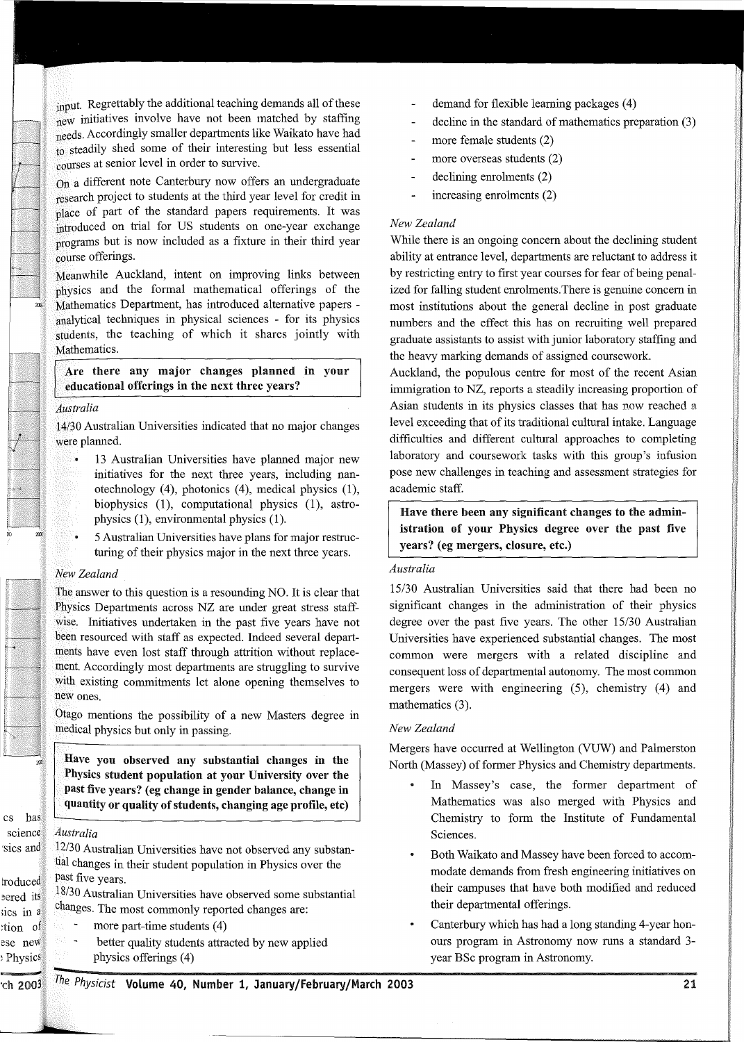input. Regrettably the additional teaching demands all of these new initiatives involve have not been matched by staffing needs. Accordingly smaller departments like Waikato have had to steadily shed some of their interesting but less essential courses at senior level in order to survive.

On a different note Canterbury now offers an undergraduate research project to students at the third year level for credit in place of part of the standard papers requirements. It was introduced on trial for US students on one-year exchange programs but is now included as a fixture in their third year course offerings.

Meanwhile Auckland, intent on improving links between physics and the formal mathematical offerings of the Mathematics Department, has introduced alternative papers - analytical techniques in physical sciences - for its physics students, the teaching of which it shares jointly with Mathematics.

**Are there any major changes planned in your educational offerings in the next three years?**

*Australia*

14/30 Australian Universities indicated that no major changes were planned.

- 13 Australian Universities have planned major new initiatives for the next three years, including nanotechnology (4), photonics (4), medical physics (1), biophysics (1), computational physics (1), astrophysics (1), environmental physics (1).
- 5 Australian Universities have plans for major restructuring of their physics major in the next three years.

*New Zealand*

The answer to this question is a resounding NO. It is clear that Physics Departments across NZ are under great stress staff-wise. Initiatives undertaken in the past five years have not been resourced with staff as expected. Indeed several departments have even lost staff through attrition without replacement. Accordingly most departments are struggling to survive with existing commitments let alone opening themselves to new ones.

Otago mentions the possibility of a new Masters degree in medical physics but only in passing.

**Have you observed any substantial changes in the Physics student population at your University over the past five years? (eg change in gender balance, change in quantity or quality of students, changing age profile, etc)**

*Australia*

12/30 Australian Universities have not observed any substantial changes in their student population in Physics over the past five years.

18/30 Australian Universities have observed some substantial changes. The most commonly reported changes are:

- more part-time students (4)
- better quality students attracted by new applied physics offerings (4)
- demand for flexible learning packages (4)
- decline in the standard of mathematics preparation (3)
- more female students (2)
- more overseas students (2)
- declining enrolments (2)
- increasing enrolments (2)

*New Zealand*

While there is an ongoing concern about the declining student ability at entrance level, departments are reluctant to address it by restricting entry to first year courses for fear of being penalized for falling student enrolments.There is genuine concern in most institutions about the general decline in post graduate numbers and the effect this has on recruiting well prepared graduate assistants to assist with junior laboratory staffing and the heavy marking demands of assigned coursework.

Auckland, the populous centre for most of the recent Asian immigration to NZ, reports a steadily increasing proportion of Asian students in its physics classes that has now reached a level exceeding that of its traditional cultural intake. Language difficulties and different cultural approaches to completing laboratory and coursework tasks with this group's infusion pose new challenges in teaching and assessment strategies for academic staff.

**Have there been any significant changes to the administration of your Physics degree over the past five years? (eg mergers, closure, etc.)**

*Australia*

15/30 Australian Universities said that there had been no significant changes in the administration of their physics degree over the past five years. The other 15/30 Australian Universities have experienced substantial changes. The most common were mergers with a related discipline and consequent loss of departmental autonomy. The most common mergers were with engineering (5), chemistry (4) and mathematics (3).

*New Zealand*

Mergers have occurred at Wellington (VUW) and Palmerston North (Massey) of former Physics and Chemistry departments.

- In Massey's case, the former department of Mathematics was also merged with Physics and Chemistry to form the Institute of Fundamental Sciences.
- Both Waikato and Massey have been forced to accommodate demands from fresh engineering initiatives on their campuses that have both modified and reduced their departmental offerings.
- Canterbury which has had a long standing 4-year honours program in Astronomy now runs a standard 3-year BSc program in Astronomy.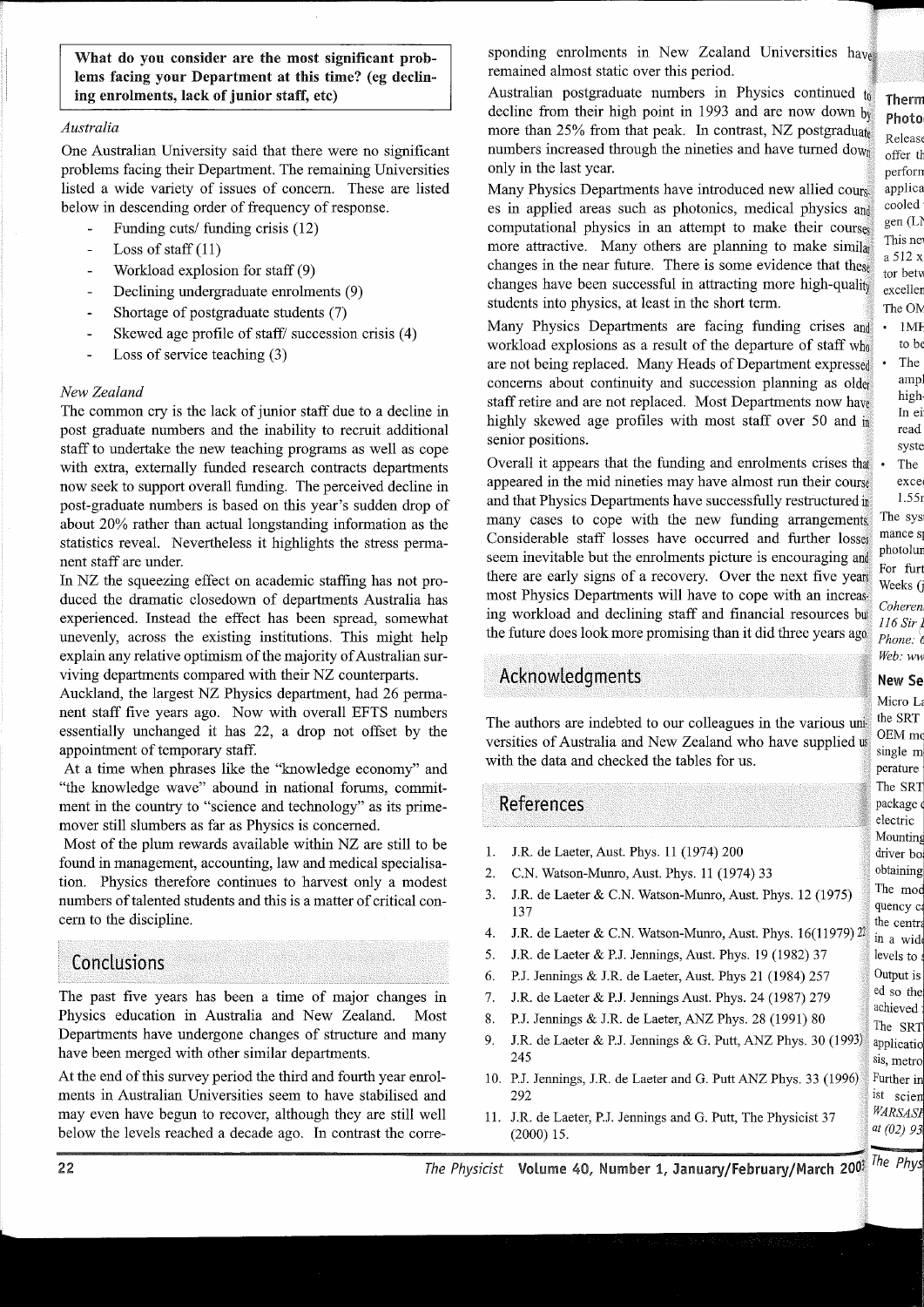**What do you consider are the most significant problems facing your Department at this time? (eg declining enrolments, lack of junior staff, etc)**

*Australia*

One Australian University said that there were no significant problems facing their Department. The remaining Universities listed a wide variety of issues of concern. These are listed below in descending order of frequency of response.

- Funding cuts/ funding crisis (12)
- Loss of staff (11)
- Workload explosion for staff (9)
- Declining undergraduate enrolments (9)
- Shortage of postgraduate students (7)
- Skewed age profile of staff/ succession crisis (4)
- Loss of service teaching (3)

*New Zealand*

The common cry is the lack of junior staff due to a decline in post graduate numbers and the inability to recruit additional staff to undertake the new teaching programs as well as cope with extra, externally funded research contracts departments now seek to support overall funding. The perceived decline in post-graduate numbers is based on this year's sudden drop of about 20% rather than actual longstanding information as the statistics reveal. Nevertheless it highlights the stress permanent staff are under.

In NZ the squeezing effect on academic staffing has not produced the dramatic closedown of departments Australia has experienced. Instead the effect has been spread, somewhat unevenly, across the existing institutions. This might help explain any relative optimism of the majority of Australian surviving departments compared with their NZ counterparts.

Auckland, the largest NZ Physics department, had 26 permanent staff five years ago. Now with overall EFTS numbers essentially unchanged it has 22, a drop not offset by the appointment of temporary staff.

At a time when phrases like the "knowledge economy" and "the knowledge wave" abound in national forums, commitment in the country to "science and technology" as its prime-mover still slumbers as far as Physics is concerned.

Most of the plum rewards available within NZ are still to be found in management, accounting, law and medical specialisation. Physics therefore continues to harvest only a modest numbers of talented students and this is a matter of critical concern to the discipline.

## Conclusions

The past five years has been a time of major changes in Physics education in Australia and New Zealand. Most Departments have undergone changes of structure and many have been merged with other similar departments.

At the end of this survey period the third and fourth year enrolments in Australian Universities seem to have stabilised and may even have begun to recover, although they are still well below the levels reached a decade ago. In contrast the corresponding enrolments in New Zealand Universities have remained almost static over this period.

Australian postgraduate numbers in Physics continued to decline from their high point in 1993 and are now down by more than 25% from that peak. In contrast, NZ postgraduate numbers increased through the nineties and have turned down only in the last year.

Many Physics Departments have introduced new allied courses in applied areas such as photonics, medical physics and computational physics in an attempt to make their courses more attractive. Many others are planning to make similar changes in the near future. There is some evidence that these changes have been successful in attracting more high-quality students into physics, at least in the short term.

Many Physics Departments are facing funding crises and workload explosions as a result of the departure of staff who are not being replaced. Many Heads of Department expressed concerns about continuity and succession planning as older staff retire and are not replaced. Most Departments now have highly skewed age profiles with most staff over 50 and in senior positions.

Overall it appears that the funding and enrolments crises that appeared in the mid nineties may have almost run their course and that Physics Departments have successfully restructured in many cases to cope with the new funding arrangements. Considerable staff losses have occurred and further losses seem inevitable but the enrolments picture is encouraging and there are early signs of a recovery. Over the next five years most Physics Departments will have to cope with an increasing workload and declining staff and financial resources but the future does look more promising than it did three years ago.

## Acknowledgments

The authors are indebted to our colleagues in the various universities of Australia and New Zealand who have supplied us with the data and checked the tables for us.

## References

1. J.R. de Laeter, Aust. Phys. 11 (1974) 200
2. C.N. Watson-Munro, Aust. Phys. 11 (1974) 33
3. J.R. de Laeter & C.N. Watson-Munro, Aust. Phys. 12 (1975) 137
4. J.R. de Laeter & C.N. Watson-Munro, Aust. Phys. 16(11979) 22
5. J.R. de Laeter & P.J. Jennings, Aust. Phys. 19 (1982) 37
6. P.J. Jennings & J.R. de Laeter, Aust. Phys 21 (1984) 257
7. J.R. de Laeter & P.J. Jennings Aust. Phys. 24 (1987) 279
8. P.J. Jennings & J.R. de Laeter, ANZ Phys. 28 (1991) 80
9. J.R. de Laeter & P.J. Jennings & G. Putt, ANZ Phys. 30 (1993) 245
10. P.J. Jennings, J.R. de Laeter and G. Putt ANZ Phys. 33 (1996) 292
11. J.R. de Laeter, P.J. Jennings and G. Putt, The Physicist 37 (2000) 15.